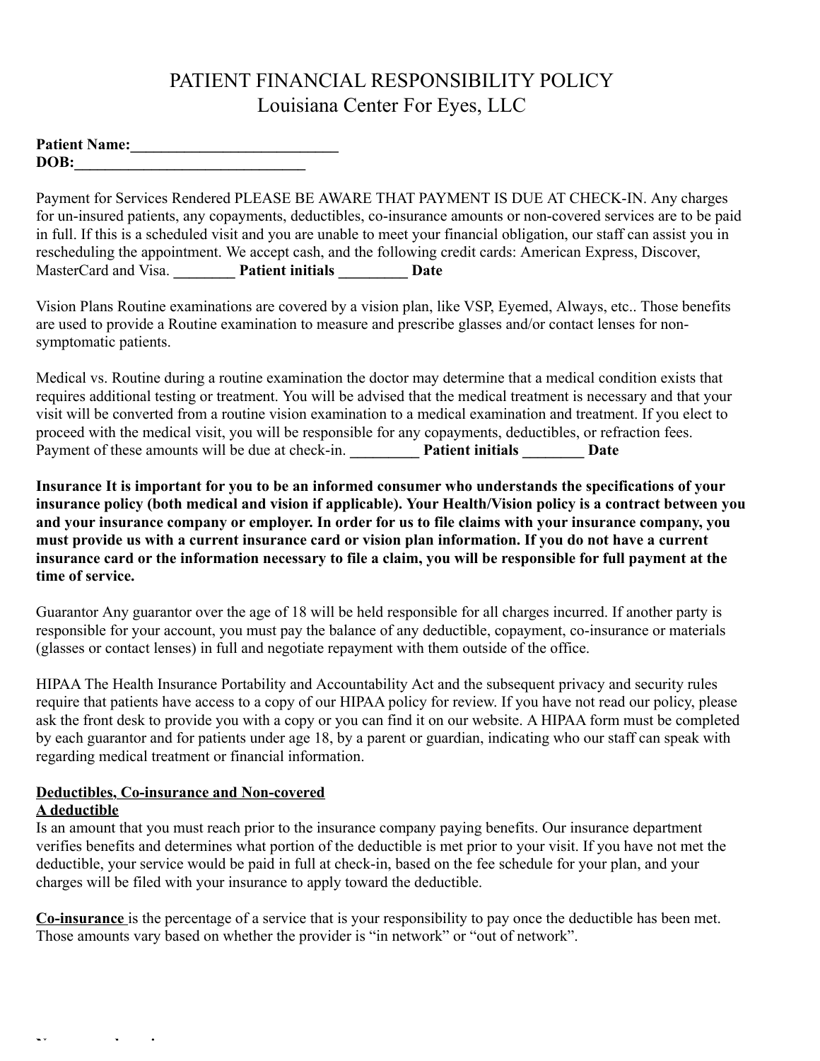# PATIENT FINANCIAL RESPONSIBILITY POLICY
## Louisiana Center For Eyes, LLC

**Patient Name:___________________________**
**DOB:______________________________**

Payment for Services Rendered PLEASE BE AWARE THAT PAYMENT IS DUE AT CHECK-IN. Any charges for un-insured patients, any copayments, deductibles, co-insurance amounts or non-covered services are to be paid in full. If this is a scheduled visit and you are unable to meet your financial obligation, our staff can assist you in rescheduling the appointment. We accept cash, and the following credit cards: American Express, Discover, MasterCard and Visa. **________ Patient initials _________ Date**

Vision Plans Routine examinations are covered by a vision plan, like VSP, Eyemed, Always, etc.. Those benefits are used to provide a Routine examination to measure and prescribe glasses and/or contact lenses for non-symptomatic patients.

Medical vs. Routine during a routine examination the doctor may determine that a medical condition exists that requires additional testing or treatment. You will be advised that the medical treatment is necessary and that your visit will be converted from a routine vision examination to a medical examination and treatment. If you elect to proceed with the medical visit, you will be responsible for any copayments, deductibles, or refraction fees. Payment of these amounts will be due at check-in. **_________ Patient initials ________ Date**

**Insurance It is important for you to be an informed consumer who understands the specifications of your insurance policy (both medical and vision if applicable). Your Health/Vision policy is a contract between you and your insurance company or employer. In order for us to file claims with your insurance company, you must provide us with a current insurance card or vision plan information. If you do not have a current insurance card or the information necessary to file a claim, you will be responsible for full payment at the time of service.**

Guarantor Any guarantor over the age of 18 will be held responsible for all charges incurred. If another party is responsible for your account, you must pay the balance of any deductible, copayment, co-insurance or materials (glasses or contact lenses) in full and negotiate repayment with them outside of the office.

HIPAA The Health Insurance Portability and Accountability Act and the subsequent privacy and security rules require that patients have access to a copy of our HIPAA policy for review. If you have not read our policy, please ask the front desk to provide you with a copy or you can find it on our website. A HIPAA form must be completed by each guarantor and for patients under age 18, by a parent or guardian, indicating who our staff can speak with regarding medical treatment or financial information.

**<u>Deductibles, Co-insurance and Non-covered</u>**
**<u>A deductible</u>**
Is an amount that you must reach prior to the insurance company paying benefits. Our insurance department verifies benefits and determines what portion of the deductible is met prior to your visit. If you have not met the deductible, your service would be paid in full at check-in, based on the fee schedule for your plan, and your charges will be filed with your insurance to apply toward the deductible.

**<u>Co-insurance</u>** is the percentage of a service that is your responsibility to pay once the deductible has been met. Those amounts vary based on whether the provider is "in network" or "out of network".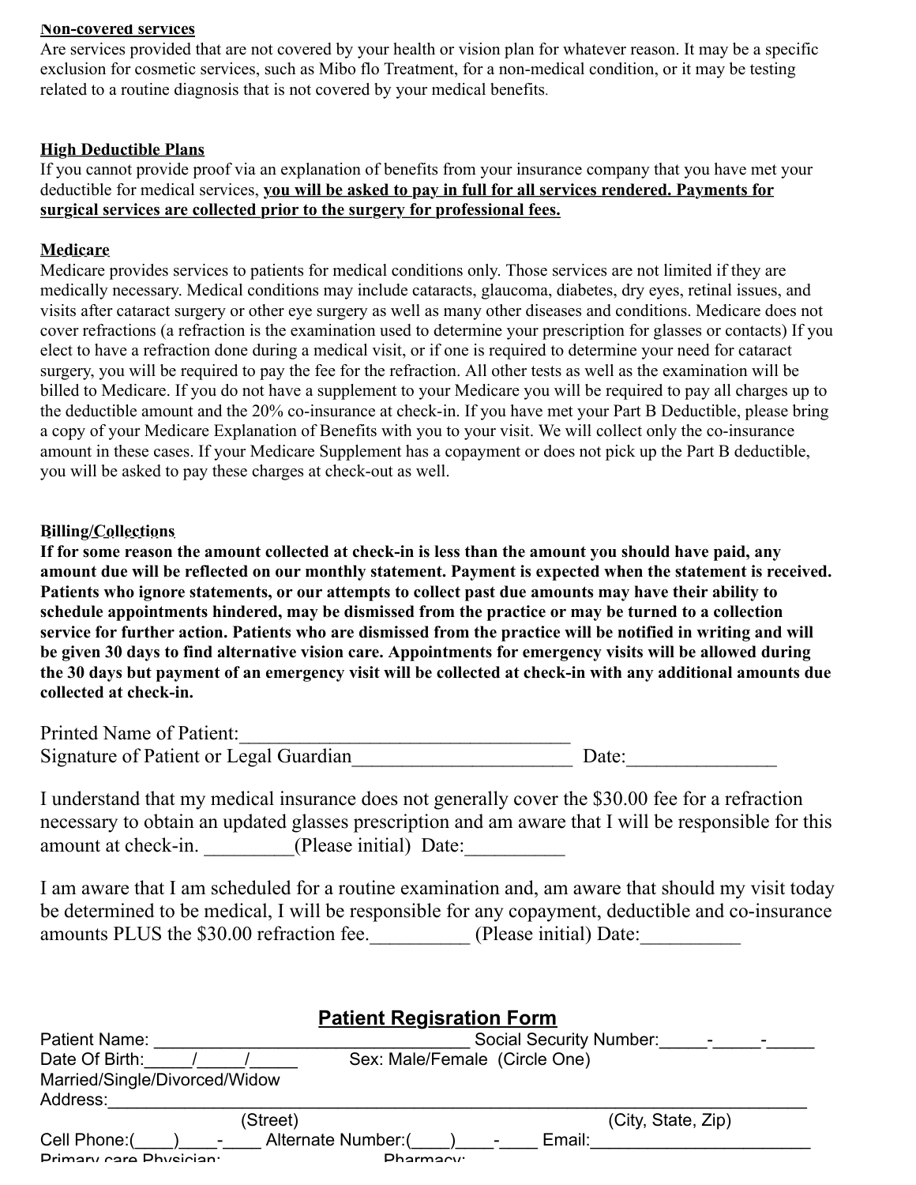**Non-covered services**

Are services provided that are not covered by your health or vision plan for whatever reason. It may be a specific exclusion for cosmetic services, such as Mibo flo Treatment, for a non-medical condition, or it may be testing related to a routine diagnosis that is not covered by your medical benefits.

**High Deductible Plans**

If you cannot provide proof via an explanation of benefits from your insurance company that you have met your deductible for medical services, **you will be asked to pay in full for all services rendered. Payments for surgical services are collected prior to the surgery for professional fees.**

**Medicare**

Medicare provides services to patients for medical conditions only. Those services are not limited if they are medically necessary. Medical conditions may include cataracts, glaucoma, diabetes, dry eyes, retinal issues, and visits after cataract surgery or other eye surgery as well as many other diseases and conditions. Medicare does not cover refractions (a refraction is the examination used to determine your prescription for glasses or contacts) If you elect to have a refraction done during a medical visit, or if one is required to determine your need for cataract surgery, you will be required to pay the fee for the refraction. All other tests as well as the examination will be billed to Medicare. If you do not have a supplement to your Medicare you will be required to pay all charges up to the deductible amount and the 20% co-insurance at check-in. If you have met your Part B Deductible, please bring a copy of your Medicare Explanation of Benefits with you to your visit. We will collect only the co-insurance amount in these cases. If your Medicare Supplement has a copayment or does not pick up the Part B deductible, you will be asked to pay these charges at check-out as well.

**Billing/Collections**

**If for some reason the amount collected at check-in is less than the amount you should have paid, any amount due will be reflected on our monthly statement. Payment is expected when the statement is received. Patients who ignore statements, or our attempts to collect past due amounts may have their ability to schedule appointments hindered, may be dismissed from the practice or may be turned to a collection service for further action. Patients who are dismissed from the practice will be notified in writing and will be given 30 days to find alternative vision care. Appointments for emergency visits will be allowed during the 30 days but payment of an emergency visit will be collected at check-in with any additional amounts due collected at check-in.**

Printed Name of Patient:_________________________________

Signature of Patient or Legal Guardian_____________________ Date:______________

I understand that my medical insurance does not generally cover the $30.00 fee for a refraction necessary to obtain an updated glasses prescription and am aware that I will be responsible for this amount at check-in. ________(Please initial) Date:_________

I am aware that I am scheduled for a routine examination and, am aware that should my visit today be determined to be medical, I will be responsible for any copayment, deductible and co-insurance amounts PLUS the $30.00 refraction fee._________ (Please initial) Date:_________

## Patient Regisration Form

Patient Name: _________________________________ Social Security Number:_____-_____-_____

Date Of Birth:_____/_____/_____ Sex: Male/Female (Circle One)

Married/Single/Divorced/Widow

Address:_______________________________________________________________________

(Street) (City, State, Zip)

Cell Phone:(____)____-____ Alternate Number:(____)____-____ Email:_______________________

Primary care Physician: Pharmacy: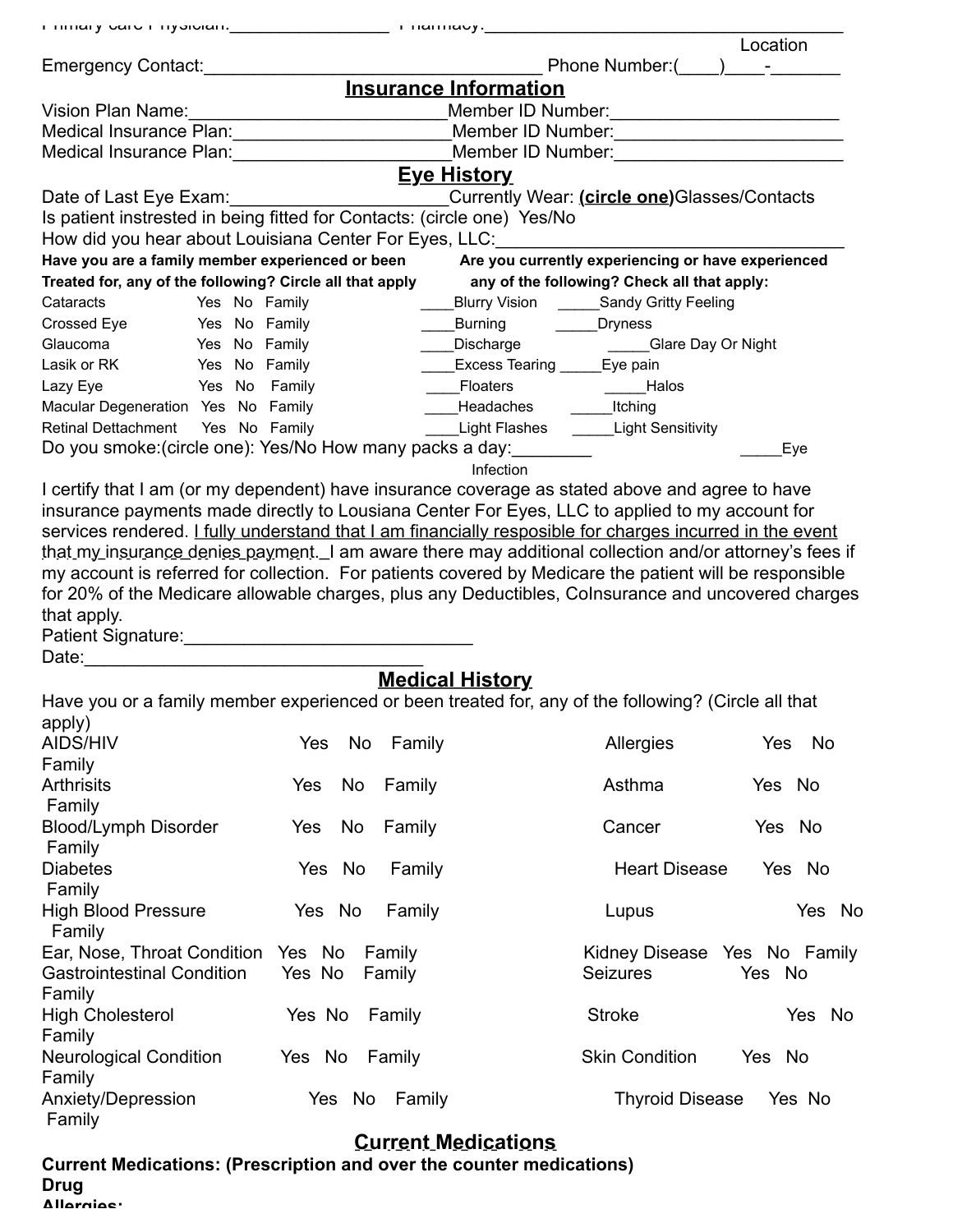Primary Care Physician:________________ Pharmacy:_____________________________________
Location

Emergency Contact:__________________________________ Phone Number:(____)____-_______

## Insurance Information

Vision Plan Name:_________________________Member ID Number:_______________________

Medical Insurance Plan:______________________Member ID Number:_______________________

Medical Insurance Plan:______________________Member ID Number:_______________________

## Eye History

Date of Last Eye Exam:_____________________Currently Wear: **(circle one)**Glasses/Contacts

Is patient instrested in being fitted for Contacts: (circle one) Yes/No

How did you hear about Louisiana Center For Eyes, LLC:___________________________________

| **Have you are a family member experienced or been Treated for, any of the following? Circle all that apply** | | | | **Are you currently experiencing or have experienced any of the following? Check all that apply:** | |
|---|---|---|---|---|---|
| Cataracts | Yes | No | Family | ____Blurry Vision | _____Sandy Gritty Feeling |
| Crossed Eye | Yes | No | Family | ____Burning | _____Dryness |
| Glaucoma | Yes | No | Family | ____Discharge | _____Glare Day Or Night |
| Lasik or RK | Yes | No | Family | ____Excess Tearing | _____Eye pain |
| Lazy Eye | Yes | No | Family | ____Floaters | _____Halos |
| Macular Degeneration | Yes | No | Family | ____Headaches | _____Itching |
| Retinal Dettachment | Yes | No | Family | ____Light Flashes | _____Light Sensitivity |
| | | | | | _____Eye Infection |

Do you smoke:(circle one): Yes/No How many packs a day:________

I certify that I am (or my dependent) have insurance coverage as stated above and agree to have insurance payments made directly to Lousiana Center For Eyes, LLC to applied to my account for services rendered. I fully understand that I am financially resposible for charges incurred in the event that my insurance denies payment. I am aware there may additional collection and/or attorney's fees if my account is referred for collection. For patients covered by Medicare the patient will be responsible for 20% of the Medicare allowable charges, plus any Deductibles, CoInsurance and uncovered charges that apply.

Patient Signature:____________________________

Date:___________________________________

## Medical History

Have you or a family member experienced or been treated for, any of the following? (Circle all that apply)

| Condition | | | | Condition | | | |
|---|---|---|---|---|---|---|---|
| AIDS/HIV | Yes | No | Family | Allergies | Yes | No | Family |
| Arthrisits | Yes | No | Family | Asthma | Yes | No | Family |
| Blood/Lymph Disorder | Yes | No | Family | Cancer | Yes | No | Family |
| Diabetes | Yes | No | Family | Heart Disease | Yes | No | Family |
| High Blood Pressure | Yes | No | Family | Lupus | Yes | No | Family |
| Ear, Nose, Throat Condition | Yes | No | Family | Kidney Disease | Yes | No | Family |
| Gastrointestinal Condition | Yes | No | Family | Seizures | Yes | No | Family |
| High Cholesterol | Yes | No | Family | Stroke | Yes | No | Family |
| Neurological Condition | Yes | No | Family | Skin Condition | Yes | No | Family |
| Anxiety/Depression | Yes | No | Family | Thyroid Disease | Yes | No | Family |

## Current Medications

**Current Medications: (Prescription and over the counter medications)**

**Drug**

**Allergies:**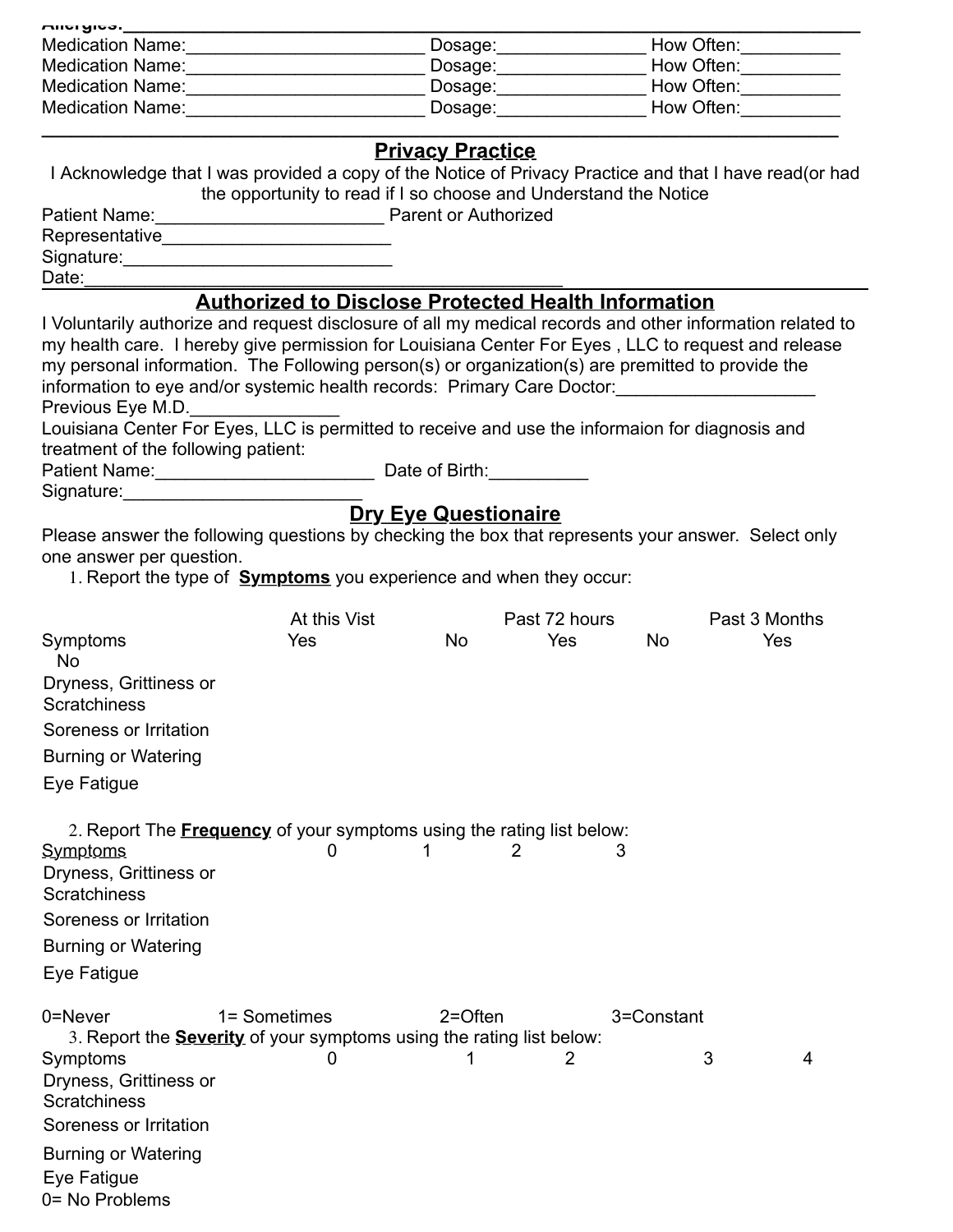Allergies:___________________________________________________________________________

Medication Name:________________________ Dosage:_______________ How Often:__________

Medication Name:________________________ Dosage:_______________ How Often:__________

Medication Name:________________________ Dosage:_______________ How Often:__________

Medication Name:________________________ Dosage:_______________ How Often:__________

---

## Privacy Practice

I Acknowledge that I was provided a copy of the Notice of Privacy Practice and that I have read(or had the opportunity to read if I so choose and Understand the Notice

Patient Name:_______________________ Parent or Authorized

Representative_______________________

Signature:____________________________

Date:_____________________________________________

---

## Authorized to Disclose Protected Health Information

I Voluntarily authorize and request disclosure of all my medical records and other information related to my health care. I hereby give permission for Louisiana Center For Eyes , LLC to request and release my personal information. The Following person(s) or organization(s) are premitted to provide the information to eye and/or systemic health records: Primary Care Doctor:____________________

Previous Eye M.D._______________

Louisiana Center For Eyes, LLC is permitted to receive and use the informaion for diagnosis and treatment of the following patient:

Patient Name:______________________ Date of Birth:__________

Signature:_________________________

## Dry Eye Questionaire

Please answer the following questions by checking the box that represents your answer. Select only one answer per question.

1. Report the type of **Symptoms** you experience and when they occur:

| Symptoms | At this Vist Yes | At this Vist No | Past 72 hours Yes | Past 72 hours No | Past 3 Months Yes | Past 3 Months No |
|---|---|---|---|---|---|---|
| Dryness, Grittiness or Scratchiness | | | | | | |
| Soreness or Irritation | | | | | | |
| Burning or Watering | | | | | | |
| Eye Fatigue | | | | | | |

2. Report The **Frequency** of your symptoms using the rating list below:

| Symptoms | 0 | 1 | 2 | 3 |
|---|---|---|---|---|
| Dryness, Grittiness or Scratchiness | | | | |
| Soreness or Irritation | | | | |
| Burning or Watering | | | | |
| Eye Fatigue | | | | |

0=Never 1= Sometimes 2=Often 3=Constant

3. Report the **Severity** of your symptoms using the rating list below:

| Symptoms | 0 | 1 | 2 | 3 | 4 |
|---|---|---|---|---|---|
| Dryness, Grittiness or Scratchiness | | | | | |
| Soreness or Irritation | | | | | |
| Burning or Watering | | | | | |
| Eye Fatigue | | | | | |

0= No Problems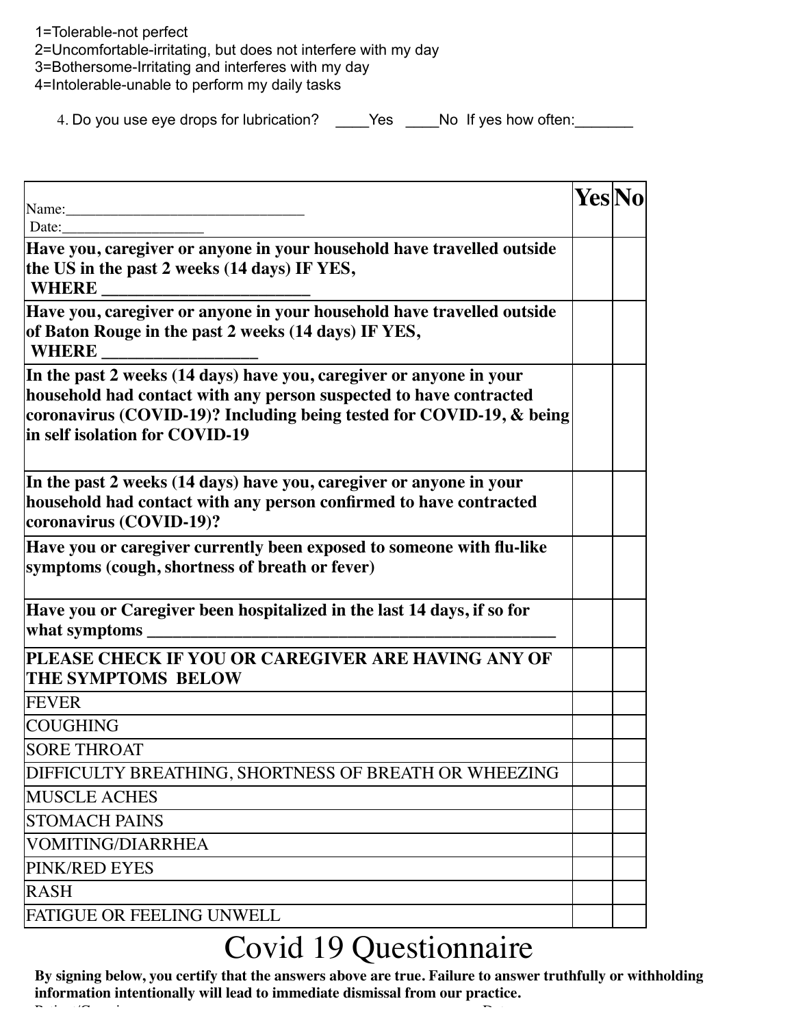1=Tolerable-not perfect
2=Uncomfortable-irritating, but does not interfere with my day
3=Bothersome-Irritating and interferes with my day
4=Intolerable-unable to perform my daily tasks

4. Do you use eye drops for lubrication? ____Yes ____No If yes how often:_______

| Name:______________________________ Date:__________________ | Yes | No |
|---|---|---|
| **Have you, caregiver or anyone in your household have travelled outside the US in the past 2 weeks (14 days) IF YES, WHERE _______________________** | | |
| **Have you, caregiver or anyone in your household have travelled outside of Baton Rouge in the past 2 weeks (14 days) IF YES, WHERE _________________** | | |
| **In the past 2 weeks (14 days) have you, caregiver or anyone in your household had contact with any person suspected to have contracted coronavirus (COVID-19)? Including being tested for COVID-19, & being in self isolation for COVID-19** | | |
| **In the past 2 weeks (14 days) have you, caregiver or anyone in your household had contact with any person confirmed to have contracted coronavirus (COVID-19)?** | | |
| **Have you or caregiver currently been exposed to someone with flu-like symptoms (cough, shortness of breath or fever)** | | |
| **Have you or Caregiver been hospitalized in the last 14 days, if so for what symptoms ______________________________________________** | | |
| **PLEASE CHECK IF YOU OR CAREGIVER ARE HAVING ANY OF THE SYMPTOMS BELOW** | | |
| FEVER | | |
| COUGHING | | |
| SORE THROAT | | |
| DIFFICULTY BREATHING, SHORTNESS OF BREATH OR WHEEZING | | |
| MUSCLE ACHES | | |
| STOMACH PAINS | | |
| VOMITING/DIARRHEA | | |
| PINK/RED EYES | | |
| RASH | | |
| FATIGUE OR FEELING UNWELL | | |

# Covid 19 Questionnaire

**By signing below, you certify that the answers above are true. Failure to answer truthfully or withholding information intentionally will lead to immediate dismissal from our practice.**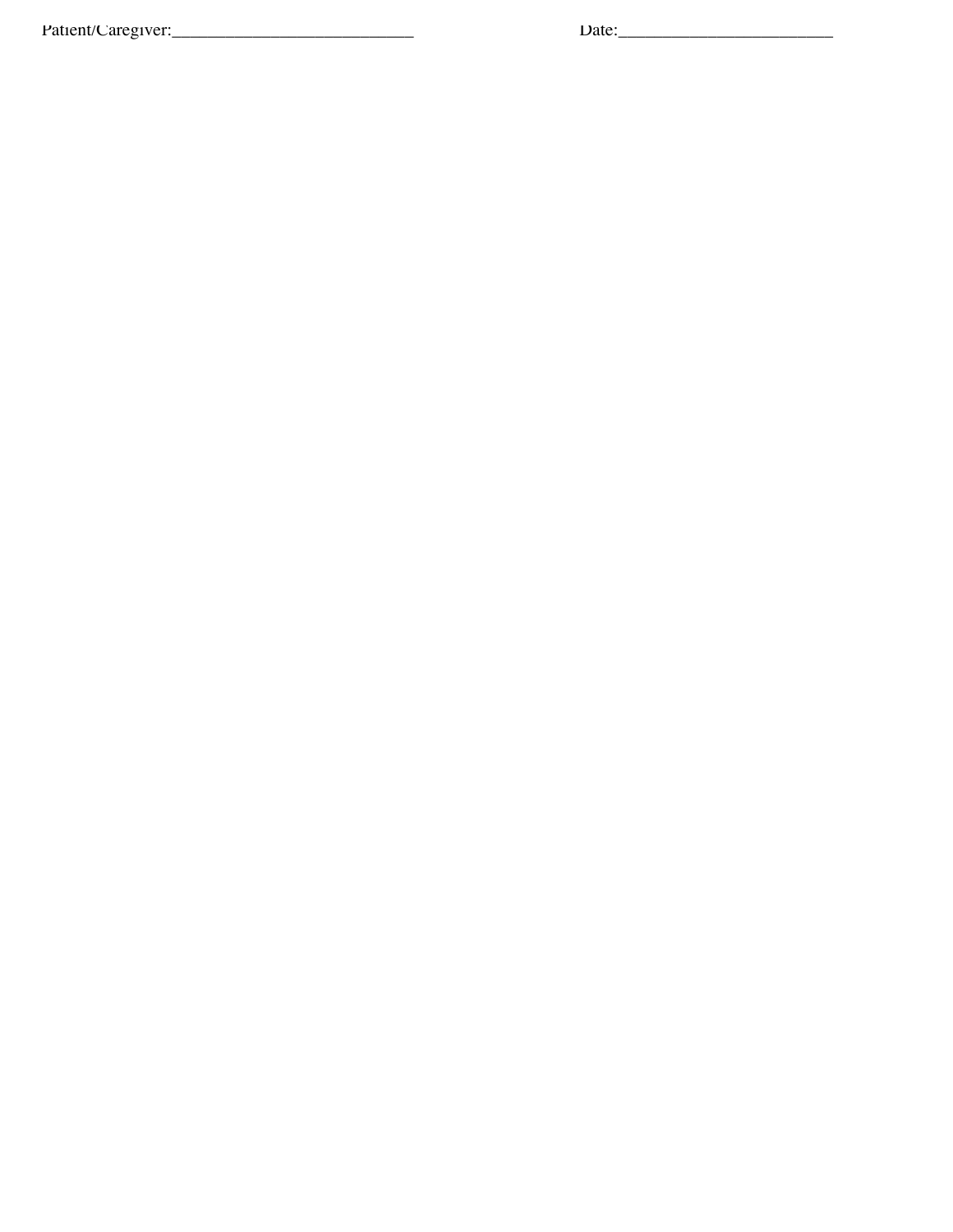Patient/Caregiver:___________________________ Date:________________________